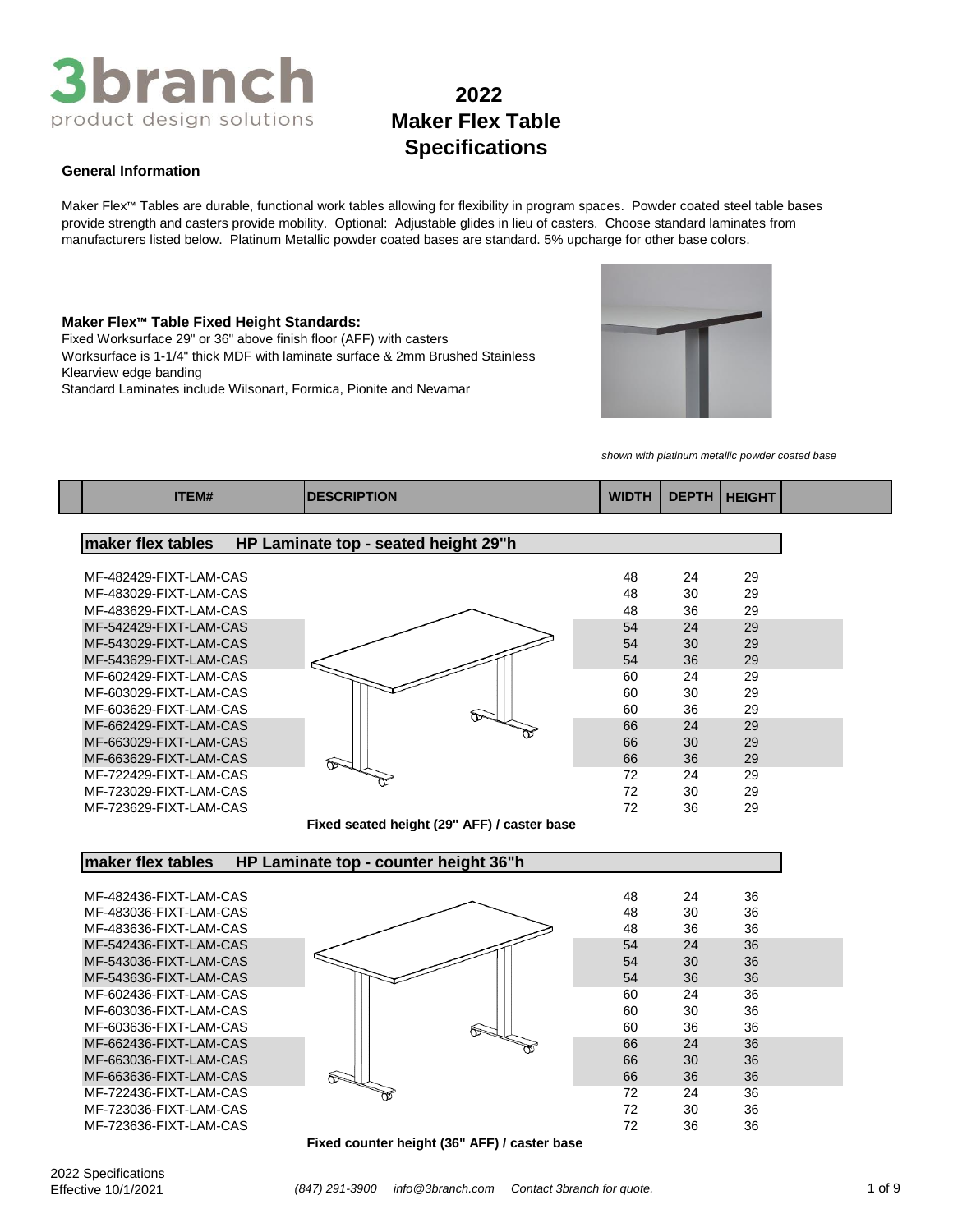# 2022 Maker Flex Table Specifications

3branch product design solutions

### General Information

Maker Flex™ Tables are durable, functional work tables allowing for flexibility in program spaces. Powder coated steel table bases provide strength and casters provide mobility. Optional: Adjustable glides in lieu of casters. Choose standard laminates from manufacturers listed below. Platinum Metallic powder coated bases are standard. 5% upcharge for other base colors.

**Maker Flex™ Table Fixed Height Standards:**
Fixed Worksurface 29" or 36" above finish floor (AFF) with casters
Worksurface is 1-1/4" thick MDF with laminate surface & 2mm Brushed Stainless Klearview edge banding
Standard Laminates include Wilsonart, Formica, Pionite and Nevamar

*shown with platinum metallic powder coated base*

| ITEM# | DESCRIPTION | WIDTH | DEPTH | HEIGHT |
|---|---|---|---|---|
| **maker flex tables** | **HP Laminate top - seated height 29"h** | | | |
| MF-482429-FIXT-LAM-CAS | | 48 | 24 | 29 |
| MF-483029-FIXT-LAM-CAS | | 48 | 30 | 29 |
| MF-483629-FIXT-LAM-CAS | | 48 | 36 | 29 |
| MF-542429-FIXT-LAM-CAS | | 54 | 24 | 29 |
| MF-543029-FIXT-LAM-CAS | | 54 | 30 | 29 |
| MF-543629-FIXT-LAM-CAS | | 54 | 36 | 29 |
| MF-602429-FIXT-LAM-CAS | | 60 | 24 | 29 |
| MF-603029-FIXT-LAM-CAS | | 60 | 30 | 29 |
| MF-603629-FIXT-LAM-CAS | | 60 | 36 | 29 |
| MF-662429-FIXT-LAM-CAS | | 66 | 24 | 29 |
| MF-663029-FIXT-LAM-CAS | | 66 | 30 | 29 |
| MF-663629-FIXT-LAM-CAS | | 66 | 36 | 29 |
| MF-722429-FIXT-LAM-CAS | | 72 | 24 | 29 |
| MF-723029-FIXT-LAM-CAS | | 72 | 30 | 29 |
| MF-723629-FIXT-LAM-CAS | | 72 | 36 | 29 |
| | **Fixed seated height (29" AFF) / caster base** | | | |
| **maker flex tables** | **HP Laminate top - counter height 36"h** | | | |
| MF-482436-FIXT-LAM-CAS | | 48 | 24 | 36 |
| MF-483036-FIXT-LAM-CAS | | 48 | 30 | 36 |
| MF-483636-FIXT-LAM-CAS | | 48 | 36 | 36 |
| MF-542436-FIXT-LAM-CAS | | 54 | 24 | 36 |
| MF-543036-FIXT-LAM-CAS | | 54 | 30 | 36 |
| MF-543636-FIXT-LAM-CAS | | 54 | 36 | 36 |
| MF-602436-FIXT-LAM-CAS | | 60 | 24 | 36 |
| MF-603036-FIXT-LAM-CAS | | 60 | 30 | 36 |
| MF-603636-FIXT-LAM-CAS | | 60 | 36 | 36 |
| MF-662436-FIXT-LAM-CAS | | 66 | 24 | 36 |
| MF-663036-FIXT-LAM-CAS | | 66 | 30 | 36 |
| MF-663636-FIXT-LAM-CAS | | 66 | 36 | 36 |
| MF-722436-FIXT-LAM-CAS | | 72 | 24 | 36 |
| MF-723036-FIXT-LAM-CAS | | 72 | 30 | 36 |
| MF-723636-FIXT-LAM-CAS | | 72 | 36 | 36 |
| | **Fixed counter height (36" AFF) / caster base** | | | |

2022 Specifications
Effective 10/1/2021

*(847) 291-3900 info@3branch.com Contact 3branch for quote.*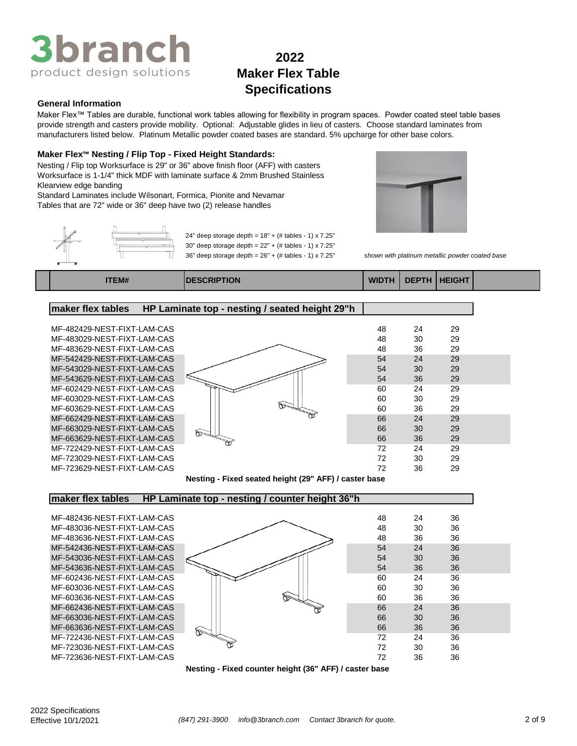# 2022 Maker Flex Table Specifications

**General Information**

Maker Flex™ Tables are durable, functional work tables allowing for flexibility in program spaces. Powder coated steel table bases provide strength and casters provide mobility. Optional: Adjustable glides in lieu of casters. Choose standard laminates from manufacturers listed below. Platinum Metallic powder coated bases are standard. 5% upcharge for other base colors.

**Maker Flex™ Nesting / Flip Top - Fixed Height Standards:**

Nesting / Flip top Worksurface is 29" or 36" above finish floor (AFF) with casters
Worksurface is 1-1/4" thick MDF with laminate surface & 2mm Brushed Stainless Klearview edge banding
Standard Laminates include Wilsonart, Formica, Pionite and Nevamar
Tables that are 72" wide or 36" deep have two (2) release handles

24" deep storage depth = 18" + (# tables - 1) x 7.25"
30" deep storage depth = 22" + (# tables - 1) x 7.25"
36" deep storage depth = 26" + (# tables - 1) x 7.25"

*shown with platinum metallic powder coated base*

| ITEM# | DESCRIPTION | WIDTH | DEPTH | HEIGHT |
|---|---|---|---|---|
| **maker flex tables** | **HP Laminate top - nesting / seated height 29"h** | | | |
| MF-482429-NEST-FIXT-LAM-CAS | | 48 | 24 | 29 |
| MF-483029-NEST-FIXT-LAM-CAS | | 48 | 30 | 29 |
| MF-483629-NEST-FIXT-LAM-CAS | | 48 | 36 | 29 |
| MF-542429-NEST-FIXT-LAM-CAS | | 54 | 24 | 29 |
| MF-543029-NEST-FIXT-LAM-CAS | | 54 | 30 | 29 |
| MF-543629-NEST-FIXT-LAM-CAS | | 54 | 36 | 29 |
| MF-602429-NEST-FIXT-LAM-CAS | | 60 | 24 | 29 |
| MF-603029-NEST-FIXT-LAM-CAS | | 60 | 30 | 29 |
| MF-603629-NEST-FIXT-LAM-CAS | | 60 | 36 | 29 |
| MF-662429-NEST-FIXT-LAM-CAS | | 66 | 24 | 29 |
| MF-663029-NEST-FIXT-LAM-CAS | | 66 | 30 | 29 |
| MF-663629-NEST-FIXT-LAM-CAS | | 66 | 36 | 29 |
| MF-722429-NEST-FIXT-LAM-CAS | | 72 | 24 | 29 |
| MF-723029-NEST-FIXT-LAM-CAS | | 72 | 30 | 29 |
| MF-723629-NEST-FIXT-LAM-CAS | | 72 | 36 | 29 |
| | **Nesting - Fixed seated height (29" AFF) / caster base** | | | |
| **maker flex tables** | **HP Laminate top - nesting / counter height 36"h** | | | |
| MF-482436-NEST-FIXT-LAM-CAS | | 48 | 24 | 36 |
| MF-483036-NEST-FIXT-LAM-CAS | | 48 | 30 | 36 |
| MF-483636-NEST-FIXT-LAM-CAS | | 48 | 36 | 36 |
| MF-542436-NEST-FIXT-LAM-CAS | | 54 | 24 | 36 |
| MF-543036-NEST-FIXT-LAM-CAS | | 54 | 30 | 36 |
| MF-543636-NEST-FIXT-LAM-CAS | | 54 | 36 | 36 |
| MF-602436-NEST-FIXT-LAM-CAS | | 60 | 24 | 36 |
| MF-603036-NEST-FIXT-LAM-CAS | | 60 | 30 | 36 |
| MF-603636-NEST-FIXT-LAM-CAS | | 60 | 36 | 36 |
| MF-662436-NEST-FIXT-LAM-CAS | | 66 | 24 | 36 |
| MF-663036-NEST-FIXT-LAM-CAS | | 66 | 30 | 36 |
| MF-663636-NEST-FIXT-LAM-CAS | | 66 | 36 | 36 |
| MF-722436-NEST-FIXT-LAM-CAS | | 72 | 24 | 36 |
| MF-723036-NEST-FIXT-LAM-CAS | | 72 | 30 | 36 |
| MF-723636-NEST-FIXT-LAM-CAS | | 72 | 36 | 36 |
| | **Nesting - Fixed counter height (36" AFF) / caster base** | | | |

2022 Specifications
Effective 10/1/2021

*(847) 291-3900 info@3branch.com Contact 3branch for quote.*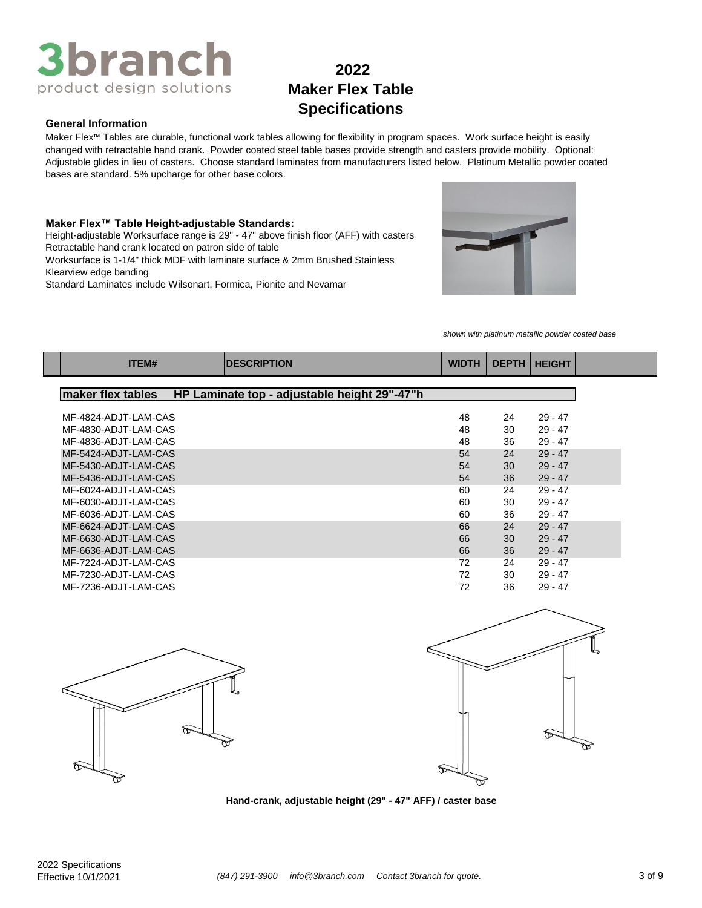# 2022 Maker Flex Table Specifications

3branch product design solutions

### General Information

Maker Flex™ Tables are durable, functional work tables allowing for flexibility in program spaces. Work surface height is easily changed with retractable hand crank. Powder coated steel table bases provide strength and casters provide mobility. Optional: Adjustable glides in lieu of casters. Choose standard laminates from manufacturers listed below. Platinum Metallic powder coated bases are standard. 5% upcharge for other base colors.

### Maker Flex™ Table Height-adjustable Standards:

Height-adjustable Worksurface range is 29" - 47" above finish floor (AFF) with casters
Retractable hand crank located on patron side of table
Worksurface is 1-1/4" thick MDF with laminate surface & 2mm Brushed Stainless Klearview edge banding
Standard Laminates include Wilsonart, Formica, Pionite and Nevamar

*shown with platinum metallic powder coated base*

| ITEM# | DESCRIPTION | WIDTH | DEPTH | HEIGHT |
|---|---|---|---|---|
| **maker flex tables** | **HP Laminate top - adjustable height 29"-47"h** | | | |
| MF-4824-ADJT-LAM-CAS | | 48 | 24 | 29 - 47 |
| MF-4830-ADJT-LAM-CAS | | 48 | 30 | 29 - 47 |
| MF-4836-ADJT-LAM-CAS | | 48 | 36 | 29 - 47 |
| MF-5424-ADJT-LAM-CAS | | 54 | 24 | 29 - 47 |
| MF-5430-ADJT-LAM-CAS | | 54 | 30 | 29 - 47 |
| MF-5436-ADJT-LAM-CAS | | 54 | 36 | 29 - 47 |
| MF-6024-ADJT-LAM-CAS | | 60 | 24 | 29 - 47 |
| MF-6030-ADJT-LAM-CAS | | 60 | 30 | 29 - 47 |
| MF-6036-ADJT-LAM-CAS | | 60 | 36 | 29 - 47 |
| MF-6624-ADJT-LAM-CAS | | 66 | 24 | 29 - 47 |
| MF-6630-ADJT-LAM-CAS | | 66 | 30 | 29 - 47 |
| MF-6636-ADJT-LAM-CAS | | 66 | 36 | 29 - 47 |
| MF-7224-ADJT-LAM-CAS | | 72 | 24 | 29 - 47 |
| MF-7230-ADJT-LAM-CAS | | 72 | 30 | 29 - 47 |
| MF-7236-ADJT-LAM-CAS | | 72 | 36 | 29 - 47 |

**Hand-crank, adjustable height (29" - 47" AFF) / caster base**

2022 Specifications
Effective 10/1/2021

*(847) 291-3900 info@3branch.com Contact 3branch for quote.*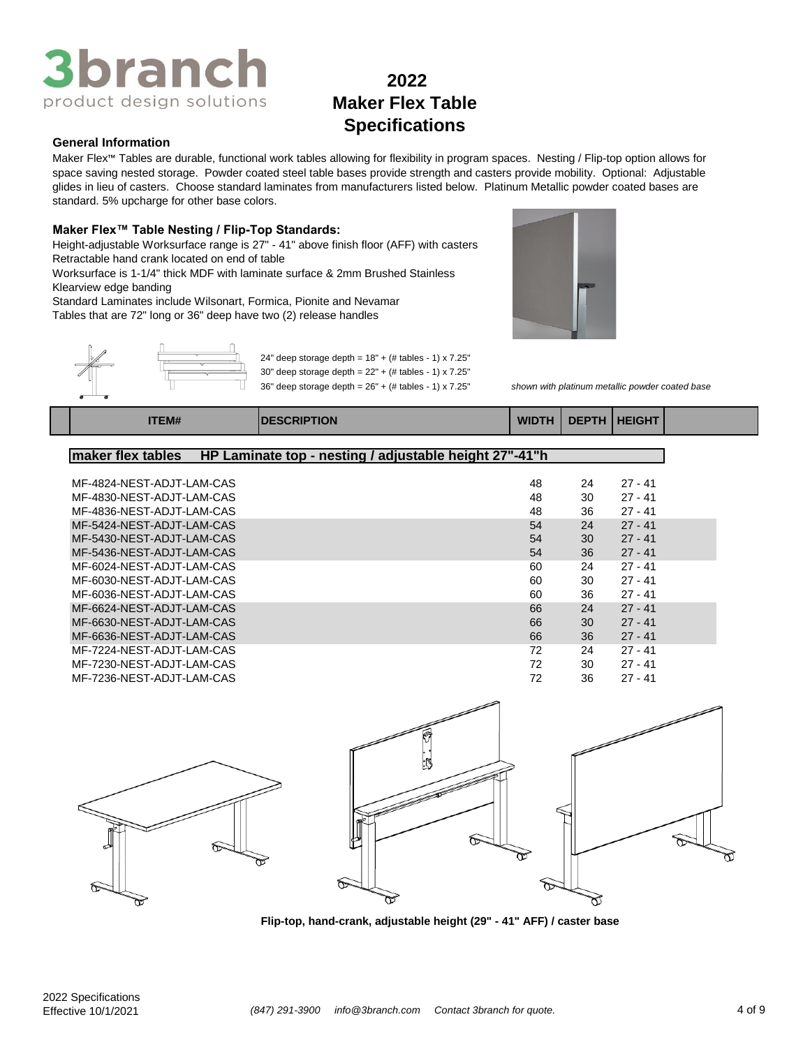# 2022 Maker Flex Table Specifications

### General Information

Maker Flex™ Tables are durable, functional work tables allowing for flexibility in program spaces. Nesting / Flip-top option allows for space saving nested storage. Powder coated steel table bases provide strength and casters provide mobility. Optional: Adjustable glides in lieu of casters. Choose standard laminates from manufacturers listed below. Platinum Metallic powder coated bases are standard. 5% upcharge for other base colors.

### Maker Flex™ Table Nesting / Flip-Top Standards:

Height-adjustable Worksurface range is 27" - 41" above finish floor (AFF) with casters
Retractable hand crank located on end of table
Worksurface is 1-1/4" thick MDF with laminate surface & 2mm Brushed Stainless Klearview edge banding
Standard Laminates include Wilsonart, Formica, Pionite and Nevamar
Tables that are 72" long or 36" deep have two (2) release handles

24" deep storage depth = 18" + (# tables - 1) x 7.25"
30" deep storage depth = 22" + (# tables - 1) x 7.25"
36" deep storage depth = 26" + (# tables - 1) x 7.25"

*shown with platinum metallic powder coated base*

| ITEM# | DESCRIPTION | WIDTH | DEPTH | HEIGHT |
|---|---|---|---|---|
| **maker flex tables** | **HP Laminate top - nesting / adjustable height 27"-41"h** | | | |
| MF-4824-NEST-ADJT-LAM-CAS | | 48 | 24 | 27 - 41 |
| MF-4830-NEST-ADJT-LAM-CAS | | 48 | 30 | 27 - 41 |
| MF-4836-NEST-ADJT-LAM-CAS | | 48 | 36 | 27 - 41 |
| MF-5424-NEST-ADJT-LAM-CAS | | 54 | 24 | 27 - 41 |
| MF-5430-NEST-ADJT-LAM-CAS | | 54 | 30 | 27 - 41 |
| MF-5436-NEST-ADJT-LAM-CAS | | 54 | 36 | 27 - 41 |
| MF-6024-NEST-ADJT-LAM-CAS | | 60 | 24 | 27 - 41 |
| MF-6030-NEST-ADJT-LAM-CAS | | 60 | 30 | 27 - 41 |
| MF-6036-NEST-ADJT-LAM-CAS | | 60 | 36 | 27 - 41 |
| MF-6624-NEST-ADJT-LAM-CAS | | 66 | 24 | 27 - 41 |
| MF-6630-NEST-ADJT-LAM-CAS | | 66 | 30 | 27 - 41 |
| MF-6636-NEST-ADJT-LAM-CAS | | 66 | 36 | 27 - 41 |
| MF-7224-NEST-ADJT-LAM-CAS | | 72 | 24 | 27 - 41 |
| MF-7230-NEST-ADJT-LAM-CAS | | 72 | 30 | 27 - 41 |
| MF-7236-NEST-ADJT-LAM-CAS | | 72 | 36 | 27 - 41 |

**Flip-top, hand-crank, adjustable height (29" - 41" AFF) / caster base**

2022 Specifications
Effective 10/1/2021

*(847) 291-3900 info@3branch.com Contact 3branch for quote.*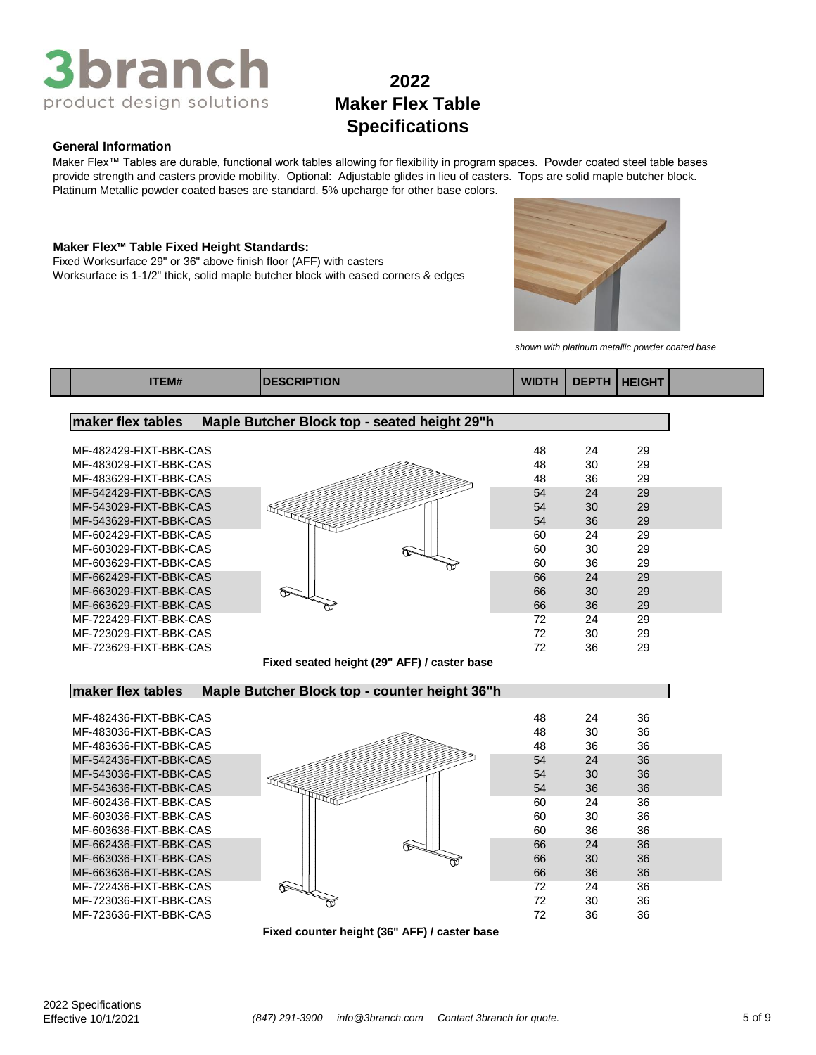# 2022
# Maker Flex Table
# Specifications

**General Information**

Maker Flex™ Tables are durable, functional work tables allowing for flexibility in program spaces. Powder coated steel table bases provide strength and casters provide mobility. Optional: Adjustable glides in lieu of casters. Tops are solid maple butcher block. Platinum Metallic powder coated bases are standard. 5% upcharge for other base colors.

**Maker Flex™ Table Fixed Height Standards:**

Fixed Worksurface 29" or 36" above finish floor (AFF) with casters
Worksurface is 1-1/2" thick, solid maple butcher block with eased corners & edges

*shown with platinum metallic powder coated base*

| ITEM# | DESCRIPTION | WIDTH | DEPTH | HEIGHT |
|---|---|---|---|---|
| **maker flex tables** | **Maple Butcher Block top - seated height 29"h** | | | |
| MF-482429-FIXT-BBK-CAS | | 48 | 24 | 29 |
| MF-483029-FIXT-BBK-CAS | | 48 | 30 | 29 |
| MF-483629-FIXT-BBK-CAS | | 48 | 36 | 29 |
| MF-542429-FIXT-BBK-CAS | | 54 | 24 | 29 |
| MF-543029-FIXT-BBK-CAS | | 54 | 30 | 29 |
| MF-543629-FIXT-BBK-CAS | | 54 | 36 | 29 |
| MF-602429-FIXT-BBK-CAS | | 60 | 24 | 29 |
| MF-603029-FIXT-BBK-CAS | | 60 | 30 | 29 |
| MF-603629-FIXT-BBK-CAS | | 60 | 36 | 29 |
| MF-662429-FIXT-BBK-CAS | | 66 | 24 | 29 |
| MF-663029-FIXT-BBK-CAS | | 66 | 30 | 29 |
| MF-663629-FIXT-BBK-CAS | | 66 | 36 | 29 |
| MF-722429-FIXT-BBK-CAS | | 72 | 24 | 29 |
| MF-723029-FIXT-BBK-CAS | | 72 | 30 | 29 |
| MF-723629-FIXT-BBK-CAS | | 72 | 36 | 29 |
| | **Fixed seated height (29" AFF) / caster base** | | | |
| **maker flex tables** | **Maple Butcher Block top - counter height 36"h** | | | |
| MF-482436-FIXT-BBK-CAS | | 48 | 24 | 36 |
| MF-483036-FIXT-BBK-CAS | | 48 | 30 | 36 |
| MF-483636-FIXT-BBK-CAS | | 48 | 36 | 36 |
| MF-542436-FIXT-BBK-CAS | | 54 | 24 | 36 |
| MF-543036-FIXT-BBK-CAS | | 54 | 30 | 36 |
| MF-543636-FIXT-BBK-CAS | | 54 | 36 | 36 |
| MF-602436-FIXT-BBK-CAS | | 60 | 24 | 36 |
| MF-603036-FIXT-BBK-CAS | | 60 | 30 | 36 |
| MF-603636-FIXT-BBK-CAS | | 60 | 36 | 36 |
| MF-662436-FIXT-BBK-CAS | | 66 | 24 | 36 |
| MF-663036-FIXT-BBK-CAS | | 66 | 30 | 36 |
| MF-663636-FIXT-BBK-CAS | | 66 | 36 | 36 |
| MF-722436-FIXT-BBK-CAS | | 72 | 24 | 36 |
| MF-723036-FIXT-BBK-CAS | | 72 | 30 | 36 |
| MF-723636-FIXT-BBK-CAS | | 72 | 36 | 36 |
| | **Fixed counter height (36" AFF) / caster base** | | | |

2022 Specifications
Effective 10/1/2021

*(847) 291-3900 info@3branch.com Contact 3branch for quote.*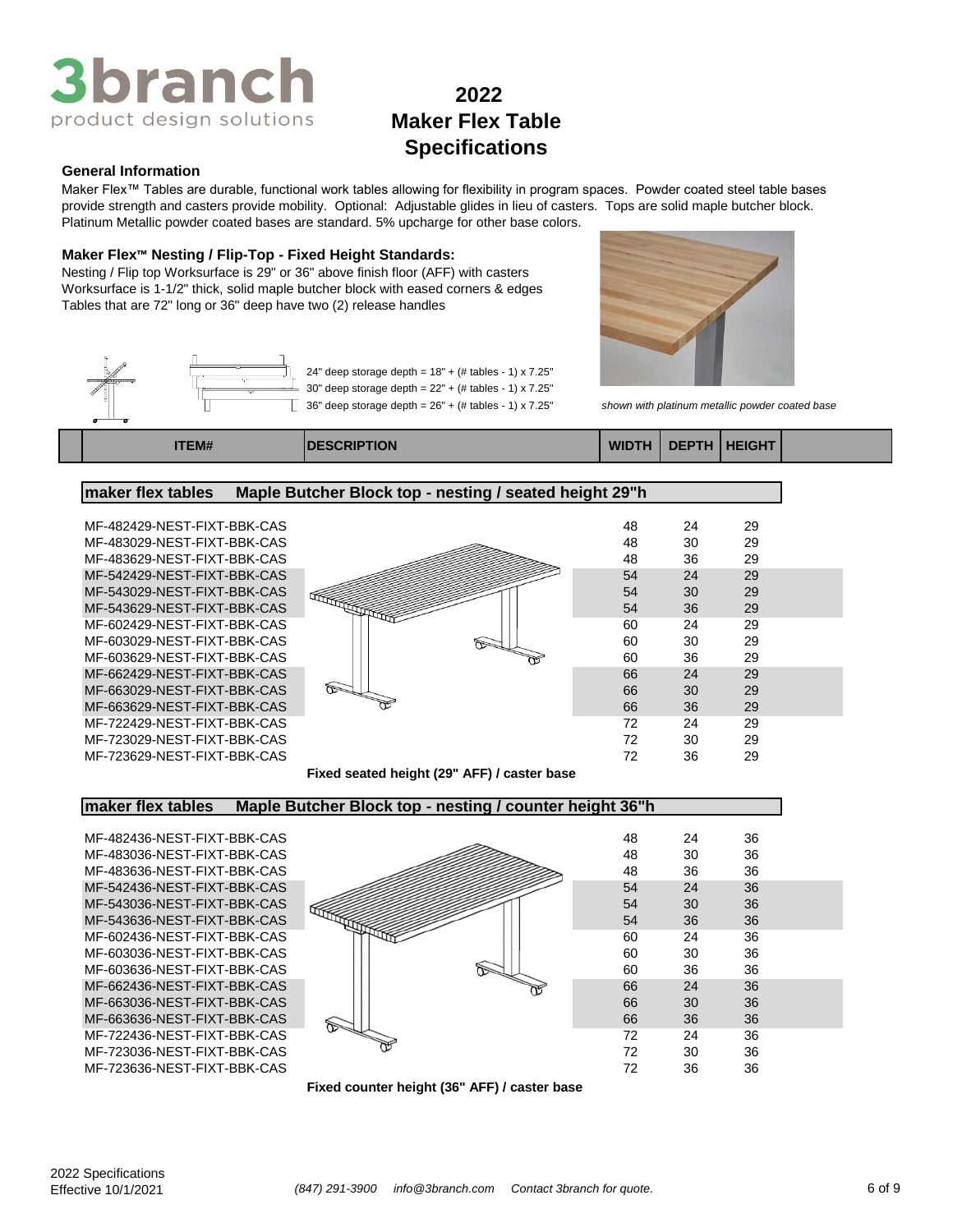# 2022 Maker Flex Table Specifications

3branch product design solutions

**General Information**

Maker Flex™ Tables are durable, functional work tables allowing for flexibility in program spaces. Powder coated steel table bases provide strength and casters provide mobility. Optional: Adjustable glides in lieu of casters. Tops are solid maple butcher block. Platinum Metallic powder coated bases are standard. 5% upcharge for other base colors.

**Maker Flex™ Nesting / Flip-Top - Fixed Height Standards:**

Nesting / Flip top Worksurface is 29" or 36" above finish floor (AFF) with casters
Worksurface is 1-1/2" thick, solid maple butcher block with eased corners & edges
Tables that are 72" long or 36" deep have two (2) release handles

24" deep storage depth = 18" + (# tables - 1) x 7.25"
30" deep storage depth = 22" + (# tables - 1) x 7.25"
36" deep storage depth = 26" + (# tables - 1) x 7.25"

*shown with platinum metallic powder coated base*

| ITEM# | DESCRIPTION | WIDTH | DEPTH | HEIGHT |
|---|---|---|---|---|
| **maker flex tables** | **Maple Butcher Block top - nesting / seated height 29"h** | | | |
| MF-482429-NEST-FIXT-BBK-CAS | | 48 | 24 | 29 |
| MF-483029-NEST-FIXT-BBK-CAS | | 48 | 30 | 29 |
| MF-483629-NEST-FIXT-BBK-CAS | | 48 | 36 | 29 |
| MF-542429-NEST-FIXT-BBK-CAS | | 54 | 24 | 29 |
| MF-543029-NEST-FIXT-BBK-CAS | | 54 | 30 | 29 |
| MF-543629-NEST-FIXT-BBK-CAS | | 54 | 36 | 29 |
| MF-602429-NEST-FIXT-BBK-CAS | | 60 | 24 | 29 |
| MF-603029-NEST-FIXT-BBK-CAS | | 60 | 30 | 29 |
| MF-603629-NEST-FIXT-BBK-CAS | | 60 | 36 | 29 |
| MF-662429-NEST-FIXT-BBK-CAS | | 66 | 24 | 29 |
| MF-663029-NEST-FIXT-BBK-CAS | | 66 | 30 | 29 |
| MF-663629-NEST-FIXT-BBK-CAS | | 66 | 36 | 29 |
| MF-722429-NEST-FIXT-BBK-CAS | | 72 | 24 | 29 |
| MF-723029-NEST-FIXT-BBK-CAS | | 72 | 30 | 29 |
| MF-723629-NEST-FIXT-BBK-CAS | | 72 | 36 | 29 |
| | **Fixed seated height (29" AFF) / caster base** | | | |
| **maker flex tables** | **Maple Butcher Block top - nesting / counter height 36"h** | | | |
| MF-482436-NEST-FIXT-BBK-CAS | | 48 | 24 | 36 |
| MF-483036-NEST-FIXT-BBK-CAS | | 48 | 30 | 36 |
| MF-483636-NEST-FIXT-BBK-CAS | | 48 | 36 | 36 |
| MF-542436-NEST-FIXT-BBK-CAS | | 54 | 24 | 36 |
| MF-543036-NEST-FIXT-BBK-CAS | | 54 | 30 | 36 |
| MF-543636-NEST-FIXT-BBK-CAS | | 54 | 36 | 36 |
| MF-602436-NEST-FIXT-BBK-CAS | | 60 | 24 | 36 |
| MF-603036-NEST-FIXT-BBK-CAS | | 60 | 30 | 36 |
| MF-603636-NEST-FIXT-BBK-CAS | | 60 | 36 | 36 |
| MF-662436-NEST-FIXT-BBK-CAS | | 66 | 24 | 36 |
| MF-663036-NEST-FIXT-BBK-CAS | | 66 | 30 | 36 |
| MF-663636-NEST-FIXT-BBK-CAS | | 66 | 36 | 36 |
| MF-722436-NEST-FIXT-BBK-CAS | | 72 | 24 | 36 |
| MF-723036-NEST-FIXT-BBK-CAS | | 72 | 30 | 36 |
| MF-723636-NEST-FIXT-BBK-CAS | | 72 | 36 | 36 |
| | **Fixed counter height (36" AFF) / caster base** | | | |

2022 Specifications
Effective 10/1/2021

*(847) 291-3900 info@3branch.com Contact 3branch for quote.*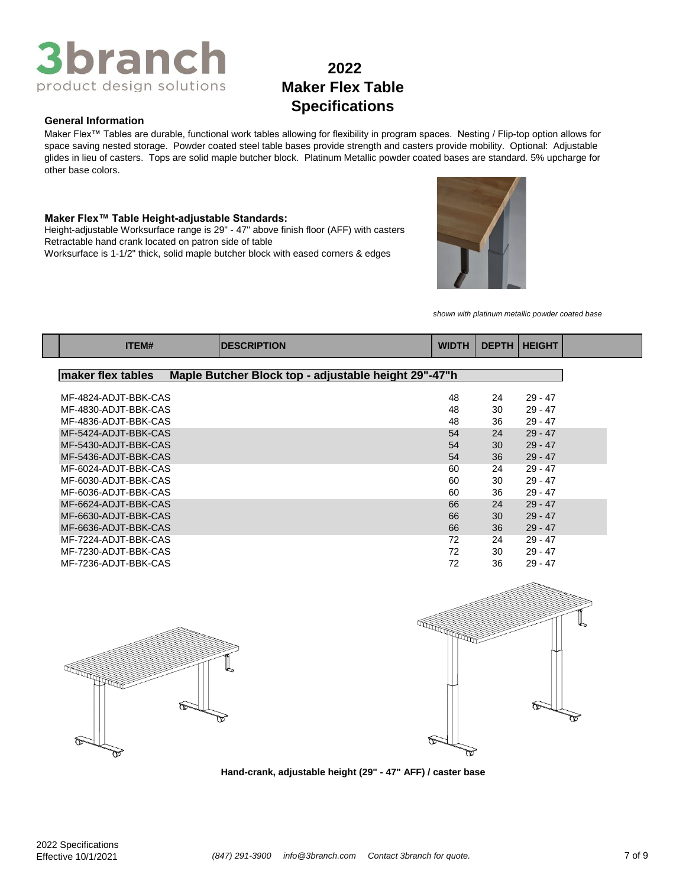# 2022 Maker Flex Table Specifications

**General Information**

Maker Flex™ Tables are durable, functional work tables allowing for flexibility in program spaces. Nesting / Flip-top option allows for space saving nested storage. Powder coated steel table bases provide strength and casters provide mobility. Optional: Adjustable glides in lieu of casters. Tops are solid maple butcher block. Platinum Metallic powder coated bases are standard. 5% upcharge for other base colors.

**Maker Flex™ Table Height-adjustable Standards:**

Height-adjustable Worksurface range is 29" - 47" above finish floor (AFF) with casters
Retractable hand crank located on patron side of table
Worksurface is 1-1/2" thick, solid maple butcher block with eased corners & edges

*shown with platinum metallic powder coated base*

| ITEM# | DESCRIPTION | WIDTH | DEPTH | HEIGHT |
|---|---|---|---|---|
| **maker flex tables** | **Maple Butcher Block top - adjustable height 29"-47"h** | | | |
| MF-4824-ADJT-BBK-CAS | | 48 | 24 | 29 - 47 |
| MF-4830-ADJT-BBK-CAS | | 48 | 30 | 29 - 47 |
| MF-4836-ADJT-BBK-CAS | | 48 | 36 | 29 - 47 |
| MF-5424-ADJT-BBK-CAS | | 54 | 24 | 29 - 47 |
| MF-5430-ADJT-BBK-CAS | | 54 | 30 | 29 - 47 |
| MF-5436-ADJT-BBK-CAS | | 54 | 36 | 29 - 47 |
| MF-6024-ADJT-BBK-CAS | | 60 | 24 | 29 - 47 |
| MF-6030-ADJT-BBK-CAS | | 60 | 30 | 29 - 47 |
| MF-6036-ADJT-BBK-CAS | | 60 | 36 | 29 - 47 |
| MF-6624-ADJT-BBK-CAS | | 66 | 24 | 29 - 47 |
| MF-6630-ADJT-BBK-CAS | | 66 | 30 | 29 - 47 |
| MF-6636-ADJT-BBK-CAS | | 66 | 36 | 29 - 47 |
| MF-7224-ADJT-BBK-CAS | | 72 | 24 | 29 - 47 |
| MF-7230-ADJT-BBK-CAS | | 72 | 30 | 29 - 47 |
| MF-7236-ADJT-BBK-CAS | | 72 | 36 | 29 - 47 |

**Hand-crank, adjustable height (29" - 47" AFF) / caster base**

2022 Specifications
Effective 10/1/2021

*(847) 291-3900 info@3branch.com Contact 3branch for quote.*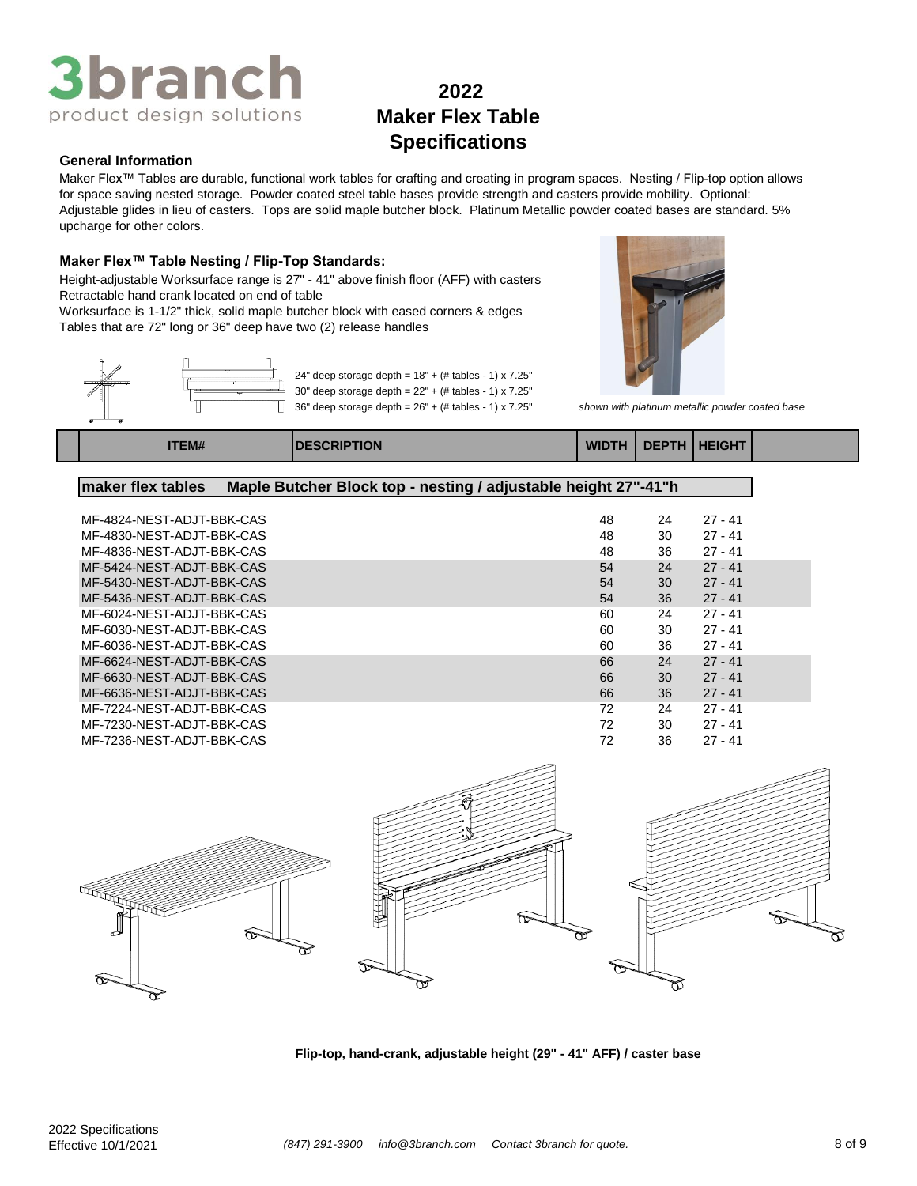# 2022 Maker Flex Table Specifications

### General Information

Maker Flex™ Tables are durable, functional work tables for crafting and creating in program spaces. Nesting / Flip-top option allows for space saving nested storage. Powder coated steel table bases provide strength and casters provide mobility. Optional: Adjustable glides in lieu of casters. Tops are solid maple butcher block. Platinum Metallic powder coated bases are standard. 5% upcharge for other colors.

### Maker Flex™ Table Nesting / Flip-Top Standards:

Height-adjustable Worksurface range is 27" - 41" above finish floor (AFF) with casters
Retractable hand crank located on end of table
Worksurface is 1-1/2" thick, solid maple butcher block with eased corners & edges
Tables that are 72" long or 36" deep have two (2) release handles

24" deep storage depth = 18" + (# tables - 1) x 7.25"
30" deep storage depth = 22" + (# tables - 1) x 7.25"
36" deep storage depth = 26" + (# tables - 1) x 7.25"

*shown with platinum metallic powder coated base*

| ITEM# | DESCRIPTION | WIDTH | DEPTH | HEIGHT |
|---|---|---|---|---|
| **maker flex tables** | **Maple Butcher Block top - nesting / adjustable height 27"-41"h** | | | |
| MF-4824-NEST-ADJT-BBK-CAS | | 48 | 24 | 27 - 41 |
| MF-4830-NEST-ADJT-BBK-CAS | | 48 | 30 | 27 - 41 |
| MF-4836-NEST-ADJT-BBK-CAS | | 48 | 36 | 27 - 41 |
| MF-5424-NEST-ADJT-BBK-CAS | | 54 | 24 | 27 - 41 |
| MF-5430-NEST-ADJT-BBK-CAS | | 54 | 30 | 27 - 41 |
| MF-5436-NEST-ADJT-BBK-CAS | | 54 | 36 | 27 - 41 |
| MF-6024-NEST-ADJT-BBK-CAS | | 60 | 24 | 27 - 41 |
| MF-6030-NEST-ADJT-BBK-CAS | | 60 | 30 | 27 - 41 |
| MF-6036-NEST-ADJT-BBK-CAS | | 60 | 36 | 27 - 41 |
| MF-6624-NEST-ADJT-BBK-CAS | | 66 | 24 | 27 - 41 |
| MF-6630-NEST-ADJT-BBK-CAS | | 66 | 30 | 27 - 41 |
| MF-6636-NEST-ADJT-BBK-CAS | | 66 | 36 | 27 - 41 |
| MF-7224-NEST-ADJT-BBK-CAS | | 72 | 24 | 27 - 41 |
| MF-7230-NEST-ADJT-BBK-CAS | | 72 | 30 | 27 - 41 |
| MF-7236-NEST-ADJT-BBK-CAS | | 72 | 36 | 27 - 41 |

**Flip-top, hand-crank, adjustable height (29" - 41" AFF) / caster base**

2022 Specifications
Effective 10/1/2021

*(847) 291-3900 info@3branch.com Contact 3branch for quote.*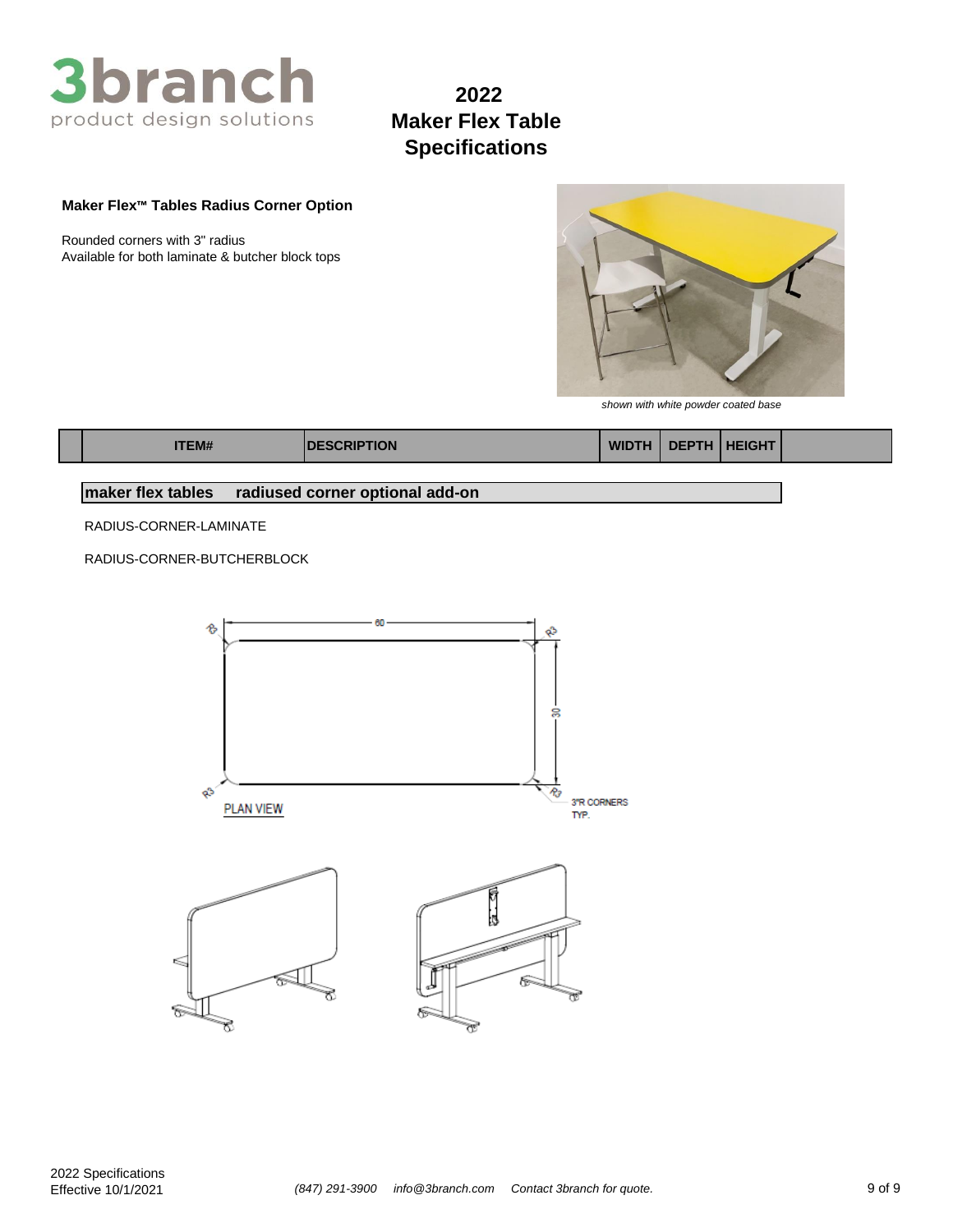# 2022 Maker Flex Table Specifications

**Maker Flex™ Tables Radius Corner Option**

Rounded corners with 3" radius
Available for both laminate & butcher block tops

*shown with white powder coated base*

| | ITEM# | DESCRIPTION | WIDTH | DEPTH | HEIGHT | |
|---|---|---|---|---|---|---|
| | **maker flex tables** | **radiused corner optional add-on** | | | | |
| | RADIUS-CORNER-LAMINATE | | | | | |
| | RADIUS-CORNER-BUTCHERBLOCK | | | | | |

60

30

R3

R3

R3

R3

3"R CORNERS TYP.

PLAN VIEW

2022 Specifications
Effective 10/1/2021

*(847) 291-3900 info@3branch.com Contact 3branch for quote.*